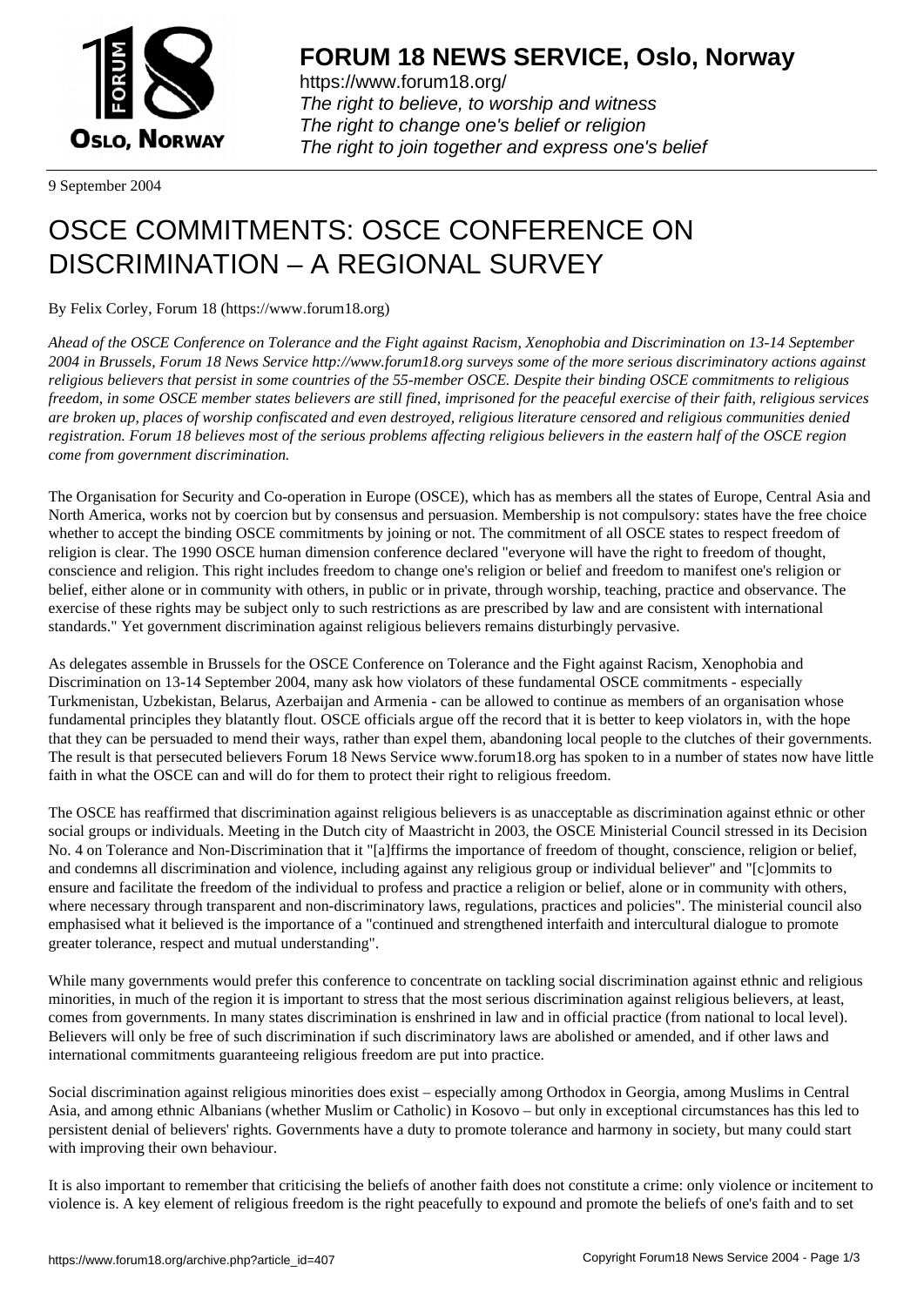9 September 2004

# OSCE COMMITMENTS: OSCE CONFERENCE ON DISCRIMINATION – A REGIONAL SURVEY

By Felix Corley, Forum 18 (https://www.forum18.org)

*Ahead of the OSCE Conference on Tolerance and the Fight against Racism, Xenophobia and Discrimination on 13-14 September 2004 in Brussels, Forum 18 News Service http://www.forum18.org surveys some of the more serious discriminatory actions against religious believers that persist in some countries of the 55-member OSCE. Despite their binding OSCE commitments to religious freedom, in some OSCE member states believers are still fined, imprisoned for the peaceful exercise of their faith, religious services are broken up, places of worship confiscated and even destroyed, religious literature censored and religious communities denied registration. Forum 18 believes most of the serious problems affecting religious believers in the eastern half of the OSCE region come from government discrimination.*

The Organisation for Security and Co-operation in Europe (OSCE), which has as members all the states of Europe, Central Asia and North America, works not by coercion but by consensus and persuasion. Membership is not compulsory: states have the free choice whether to accept the binding OSCE commitments by joining or not. The commitment of all OSCE states to respect freedom of religion is clear. The 1990 OSCE human dimension conference declared "everyone will have the right to freedom of thought, conscience and religion. This right includes freedom to change one's religion or belief and freedom to manifest one's religion or belief, either alone or in community with others, in public or in private, through worship, teaching, practice and observance. The exercise of these rights may be subject only to such restrictions as are prescribed by law and are consistent with international standards." Yet government discrimination against religious believers remains disturbingly pervasive.

As delegates assemble in Brussels for the OSCE Conference on Tolerance and the Fight against Racism, Xenophobia and Discrimination on 13-14 September 2004, many ask how violators of these fundamental OSCE commitments - especially Turkmenistan, Uzbekistan, Belarus, Azerbaijan and Armenia - can be allowed to continue as members of an organisation whose fundamental principles they blatantly flout. OSCE officials argue off the record that it is better to keep violators in, with the hope that they can be persuaded to mend their ways, rather than expel them, abandoning local people to the clutches of their governments. The result is that persecuted believers Forum 18 News Service www.forum18.org has spoken to in a number of states now have little faith in what the OSCE can and will do for them to protect their right to religious freedom.

The OSCE has reaffirmed that discrimination against religious believers is as unacceptable as discrimination against ethnic or other social groups or individuals. Meeting in the Dutch city of Maastricht in 2003, the OSCE Ministerial Council stressed in its Decision No. 4 on Tolerance and Non-Discrimination that it "[a]ffirms the importance of freedom of thought, conscience, religion or belief, and condemns all discrimination and violence, including against any religious group or individual believer" and "[c]ommits to ensure and facilitate the freedom of the individual to profess and practice a religion or belief, alone or in community with others, where necessary through transparent and non-discriminatory laws, regulations, practices and policies". The ministerial council also emphasised what it believed is the importance of a "continued and strengthened interfaith and intercultural dialogue to promote greater tolerance, respect and mutual understanding".

While many governments would prefer this conference to concentrate on tackling social discrimination against ethnic and religious minorities, in much of the region it is important to stress that the most serious discrimination against religious believers, at least, comes from governments. In many states discrimination is enshrined in law and in official practice (from national to local level). Believers will only be free of such discrimination if such discriminatory laws are abolished or amended, and if other laws and international commitments guaranteeing religious freedom are put into practice.

Social discrimination against religious minorities does exist – especially among Orthodox in Georgia, among Muslims in Central Asia, and among ethnic Albanians (whether Muslim or Catholic) in Kosovo – but only in exceptional circumstances has this led to persistent denial of believers' rights. Governments have a duty to promote tolerance and harmony in society, but many could start with improving their own behaviour.

It is also important to remember that criticising the beliefs of another faith does not constitute a crime: only violence or incitement to violence is. A key element of religious freedom is the right peacefully to expound and promote the beliefs of one's faith and to set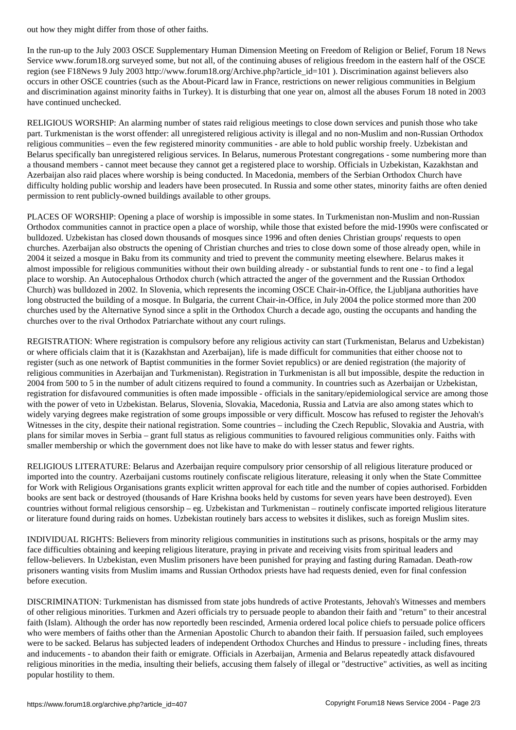out how they might differ from those of other faiths.

In the run-up to the July 2003 OSCE Supplementary Human Dimension Meeting on Freedom of Religion or Belief, Forum 18 News Service www.forum18.org surveyed some, but not all, of the continuing abuses of religious freedom in the eastern half of the OSCE region (see F18News 9 July 2003 http://www.forum18.org/Archive.php?article_id=101 ). Discrimination against believers also occurs in other OSCE countries (such as the About-Picard law in France, restrictions on newer religious communities in Belgium and discrimination against minority faiths in Turkey). It is disturbing that one year on, almost all the abuses Forum 18 noted in 2003 have continued unchecked.

RELIGIOUS WORSHIP: An alarming number of states raid religious meetings to close down services and punish those who take part. Turkmenistan is the worst offender: all unregistered religious activity is illegal and no non-Muslim and non-Russian Orthodox religious communities – even the few registered minority communities - are able to hold public worship freely. Uzbekistan and Belarus specifically ban unregistered religious services. In Belarus, numerous Protestant congregations - some numbering more than a thousand members - cannot meet because they cannot get a registered place to worship. Officials in Uzbekistan, Kazakhstan and Azerbaijan also raid places where worship is being conducted. In Macedonia, members of the Serbian Orthodox Church have difficulty holding public worship and leaders have been prosecuted. In Russia and some other states, minority faiths are often denied permission to rent publicly-owned buildings available to other groups.

PLACES OF WORSHIP: Opening a place of worship is impossible in some states. In Turkmenistan non-Muslim and non-Russian Orthodox communities cannot in practice open a place of worship, while those that existed before the mid-1990s were confiscated or bulldozed. Uzbekistan has closed down thousands of mosques since 1996 and often denies Christian groups' requests to open churches. Azerbaijan also obstructs the opening of Christian churches and tries to close down some of those already open, while in 2004 it seized a mosque in Baku from its community and tried to prevent the community meeting elsewhere. Belarus makes it almost impossible for religious communities without their own building already - or substantial funds to rent one - to find a legal place to worship. An Autocephalous Orthodox church (which attracted the anger of the government and the Russian Orthodox Church) was bulldozed in 2002. In Slovenia, which represents the incoming OSCE Chair-in-Office, the Ljubljana authorities have long obstructed the building of a mosque. In Bulgaria, the current Chair-in-Office, in July 2004 the police stormed more than 200 churches used by the Alternative Synod since a split in the Orthodox Church a decade ago, ousting the occupants and handing the churches over to the rival Orthodox Patriarchate without any court rulings.

REGISTRATION: Where registration is compulsory before any religious activity can start (Turkmenistan, Belarus and Uzbekistan) or where officials claim that it is (Kazakhstan and Azerbaijan), life is made difficult for communities that either choose not to register (such as one network of Baptist communities in the former Soviet republics) or are denied registration (the majority of religious communities in Azerbaijan and Turkmenistan). Registration in Turkmenistan is all but impossible, despite the reduction in 2004 from 500 to 5 in the number of adult citizens required to found a community. In countries such as Azerbaijan or Uzbekistan, registration for disfavoured communities is often made impossible - officials in the sanitary/epidemiological service are among those with the power of veto in Uzbekistan. Belarus, Slovenia, Slovakia, Macedonia, Russia and Latvia are also among states which to widely varying degrees make registration of some groups impossible or very difficult. Moscow has refused to register the Jehovah's Witnesses in the city, despite their national registration. Some countries – including the Czech Republic, Slovakia and Austria, with plans for similar moves in Serbia – grant full status as religious communities to favoured religious communities only. Faiths with smaller membership or which the government does not like have to make do with lesser status and fewer rights.

RELIGIOUS LITERATURE: Belarus and Azerbaijan require compulsory prior censorship of all religious literature produced or imported into the country. Azerbaijani customs routinely confiscate religious literature, releasing it only when the State Committee for Work with Religious Organisations grants explicit written approval for each title and the number of copies authorised. Forbidden books are sent back or destroyed (thousands of Hare Krishna books held by customs for seven years have been destroyed). Even countries without formal religious censorship – eg. Uzbekistan and Turkmenistan – routinely confiscate imported religious literature or literature found during raids on homes. Uzbekistan routinely bars access to websites it dislikes, such as foreign Muslim sites.

INDIVIDUAL RIGHTS: Believers from minority religious communities in institutions such as prisons, hospitals or the army may face difficulties obtaining and keeping religious literature, praying in private and receiving visits from spiritual leaders and fellow-believers. In Uzbekistan, even Muslim prisoners have been punished for praying and fasting during Ramadan. Death-row prisoners wanting visits from Muslim imams and Russian Orthodox priests have had requests denied, even for final confession before execution.

DISCRIMINATION: Turkmenistan has dismissed from state jobs hundreds of active Protestants, Jehovah's Witnesses and members of other religious minorities. Turkmen and Azeri officials try to persuade people to abandon their faith and "return" to their ancestral faith (Islam). Although the order has now reportedly been rescinded, Armenia ordered local police chiefs to persuade police officers who were members of faiths other than the Armenian Apostolic Church to abandon their faith. If persuasion failed, such employees were to be sacked. Belarus has subjected leaders of independent Orthodox Churches and Hindus to pressure - including fines, threats and inducements - to abandon their faith or emigrate. Officials in Azerbaijan, Armenia and Belarus repeatedly attack disfavoured religious minorities in the media, insulting their beliefs, accusing them falsely of illegal or "destructive" activities, as well as inciting popular hostility to them.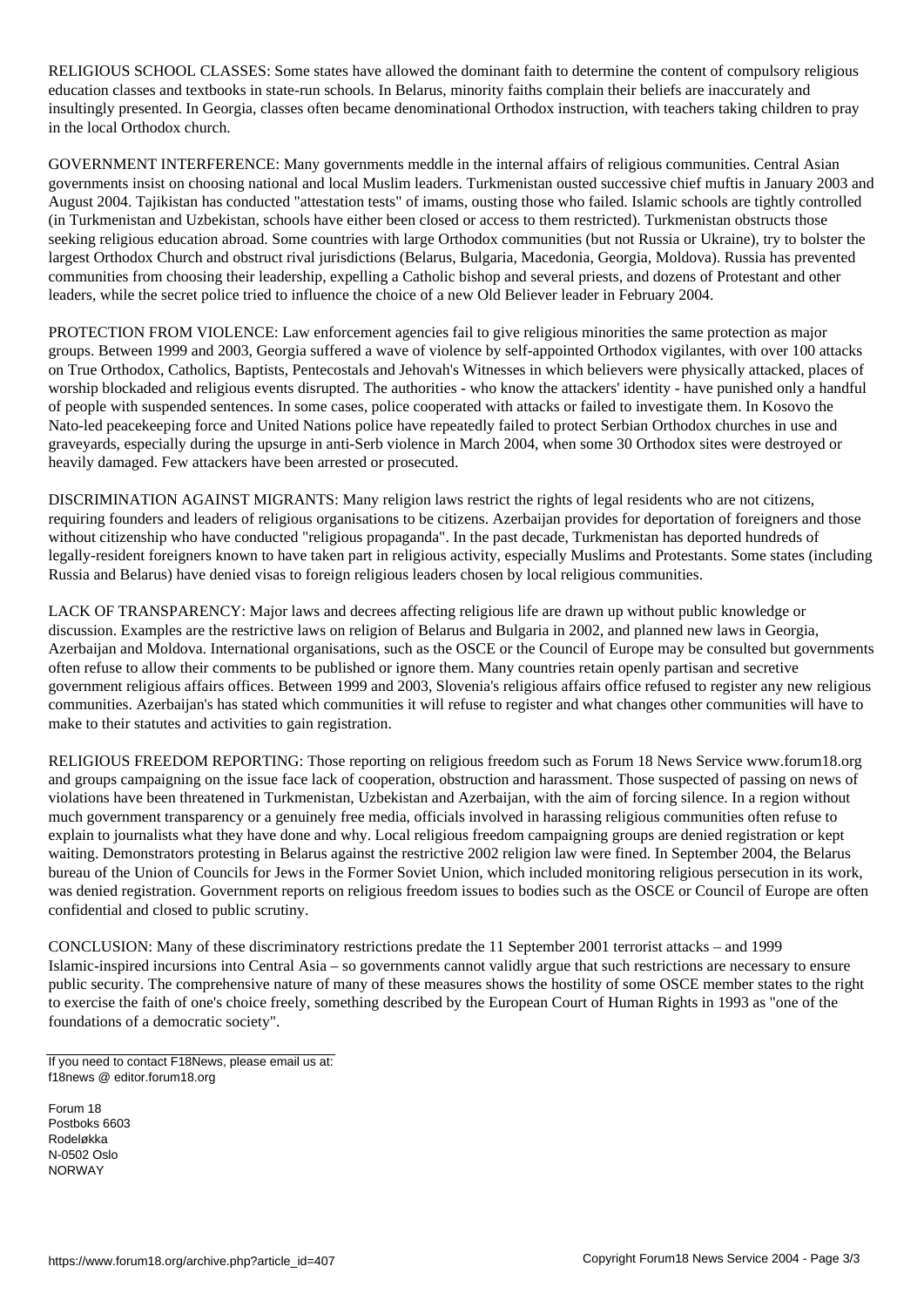RELIGIOUS SCHOOL CLASSES: Some states have allowed the dominant faith to determine the content of compulsory religious education classes and textbooks in state-run schools. In Belarus, minority faiths complain their beliefs are inaccurately and insultingly presented. In Georgia, classes often became denominational Orthodox instruction, with teachers taking children to pray in the local Orthodox church.

GOVERNMENT INTERFERENCE: Many governments meddle in the internal affairs of religious communities. Central Asian governments insist on choosing national and local Muslim leaders. Turkmenistan ousted successive chief muftis in January 2003 and August 2004. Tajikistan has conducted "attestation tests" of imams, ousting those who failed. Islamic schools are tightly controlled (in Turkmenistan and Uzbekistan, schools have either been closed or access to them restricted). Turkmenistan obstructs those seeking religious education abroad. Some countries with large Orthodox communities (but not Russia or Ukraine), try to bolster the largest Orthodox Church and obstruct rival jurisdictions (Belarus, Bulgaria, Macedonia, Georgia, Moldova). Russia has prevented communities from choosing their leadership, expelling a Catholic bishop and several priests, and dozens of Protestant and other leaders, while the secret police tried to influence the choice of a new Old Believer leader in February 2004.

PROTECTION FROM VIOLENCE: Law enforcement agencies fail to give religious minorities the same protection as major groups. Between 1999 and 2003, Georgia suffered a wave of violence by self-appointed Orthodox vigilantes, with over 100 attacks on True Orthodox, Catholics, Baptists, Pentecostals and Jehovah's Witnesses in which believers were physically attacked, places of worship blockaded and religious events disrupted. The authorities - who know the attackers' identity - have punished only a handful of people with suspended sentences. In some cases, police cooperated with attacks or failed to investigate them. In Kosovo the Nato-led peacekeeping force and United Nations police have repeatedly failed to protect Serbian Orthodox churches in use and graveyards, especially during the upsurge in anti-Serb violence in March 2004, when some 30 Orthodox sites were destroyed or heavily damaged. Few attackers have been arrested or prosecuted.

DISCRIMINATION AGAINST MIGRANTS: Many religion laws restrict the rights of legal residents who are not citizens, requiring founders and leaders of religious organisations to be citizens. Azerbaijan provides for deportation of foreigners and those without citizenship who have conducted "religious propaganda". In the past decade, Turkmenistan has deported hundreds of legally-resident foreigners known to have taken part in religious activity, especially Muslims and Protestants. Some states (including Russia and Belarus) have denied visas to foreign religious leaders chosen by local religious communities.

LACK OF TRANSPARENCY: Major laws and decrees affecting religious life are drawn up without public knowledge or discussion. Examples are the restrictive laws on religion of Belarus and Bulgaria in 2002, and planned new laws in Georgia, Azerbaijan and Moldova. International organisations, such as the OSCE or the Council of Europe may be consulted but governments often refuse to allow their comments to be published or ignore them. Many countries retain openly partisan and secretive government religious affairs offices. Between 1999 and 2003, Slovenia's religious affairs office refused to register any new religious communities. Azerbaijan's has stated which communities it will refuse to register and what changes other communities will have to make to their statutes and activities to gain registration.

RELIGIOUS FREEDOM REPORTING: Those reporting on religious freedom such as Forum 18 News Service www.forum18.org and groups campaigning on the issue face lack of cooperation, obstruction and harassment. Those suspected of passing on news of violations have been threatened in Turkmenistan, Uzbekistan and Azerbaijan, with the aim of forcing silence. In a region without much government transparency or a genuinely free media, officials involved in harassing religious communities often refuse to explain to journalists what they have done and why. Local religious freedom campaigning groups are denied registration or kept waiting. Demonstrators protesting in Belarus against the restrictive 2002 religion law were fined. In September 2004, the Belarus bureau of the Union of Councils for Jews in the Former Soviet Union, which included monitoring religious persecution in its work, was denied registration. Government reports on religious freedom issues to bodies such as the OSCE or Council of Europe are often confidential and closed to public scrutiny.

CONCLUSION: Many of these discriminatory restrictions predate the 11 September 2001 terrorist attacks – and 1999 Islamic-inspired incursions into Central Asia – so governments cannot validly argue that such restrictions are necessary to ensure public security. The comprehensive nature of many of these measures shows the hostility of some OSCE member states to the right to exercise the faith of one's choice freely, something described by the European Court of Human Rights in 1993 as "one of the foundations of a democratic society".

---

If you need to contact F18News, please email us at:
f18news @ editor.forum18.org

Forum 18
Postboks 6603
Rodeløkka
N-0502 Oslo
NORWAY